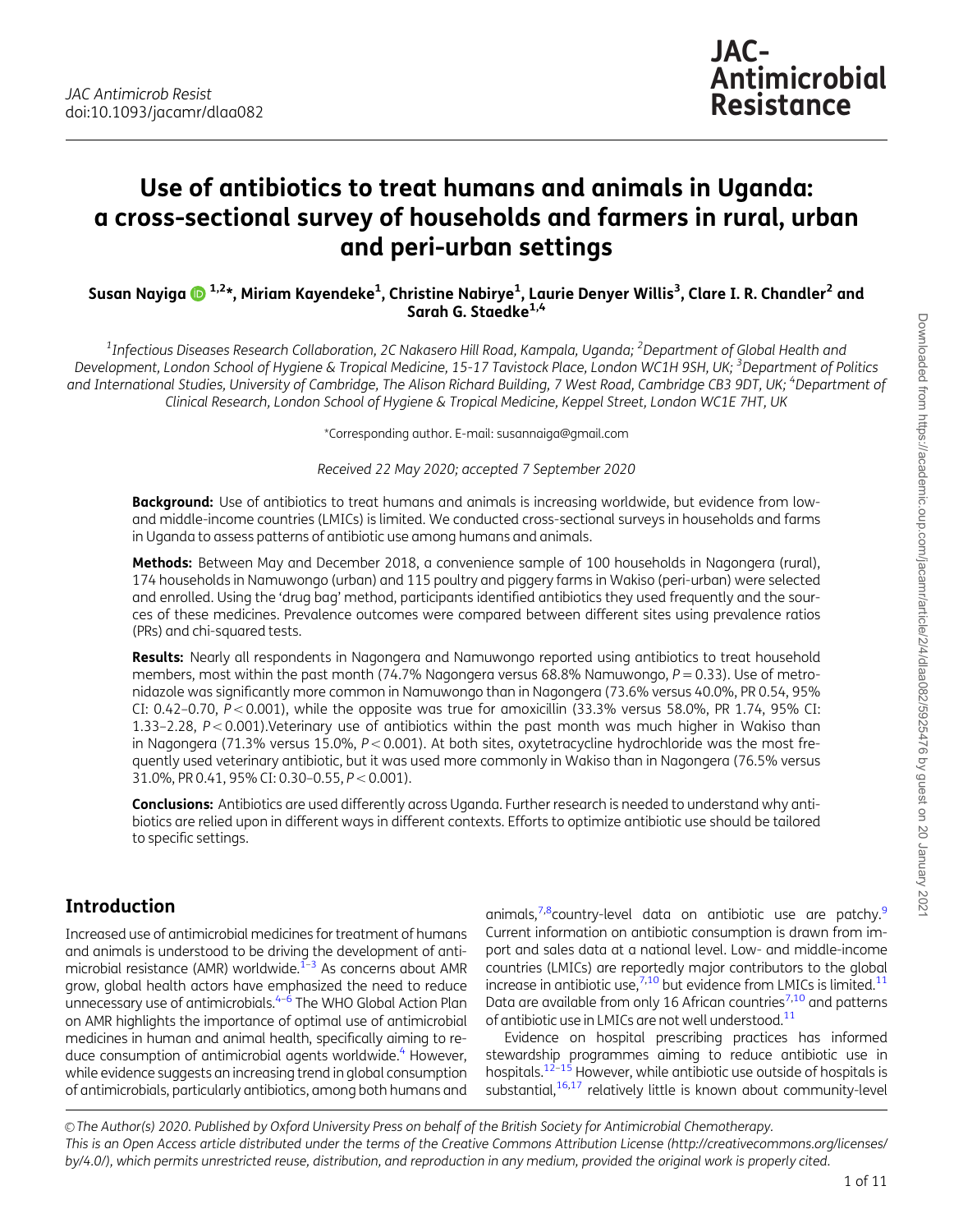JAC Antimicrob Resist
doi:10.1093/jacamr/dlaa082

# Use of antibiotics to treat humans and animals in Uganda: a cross-sectional survey of households and farmers in rural, urban and peri-urban settings

**Susan Nayiga [1,2]*, Miriam Kayendeke[1], Christine Nabirye[1], Laurie Denyer Willis[3], Clare I. R. Chandler[2] and Sarah G. Staedke[1,4]**

*[1]Infectious Diseases Research Collaboration, 2C Nakasero Hill Road, Kampala, Uganda; [2]Department of Global Health and Development, London School of Hygiene & Tropical Medicine, 15-17 Tavistock Place, London WC1H 9SH, UK; [3]Department of Politics and International Studies, University of Cambridge, The Alison Richard Building, 7 West Road, Cambridge CB3 9DT, UK; [4]Department of Clinical Research, London School of Hygiene & Tropical Medicine, Keppel Street, London WC1E 7HT, UK*

*Corresponding author. E-mail: susannaiga@gmail.com

*Received 22 May 2020; accepted 7 September 2020*

**Background:** Use of antibiotics to treat humans and animals is increasing worldwide, but evidence from low- and middle-income countries (LMICs) is limited. We conducted cross-sectional surveys in households and farms in Uganda to assess patterns of antibiotic use among humans and animals.

**Methods:** Between May and December 2018, a convenience sample of 100 households in Nagongera (rural), 174 households in Namuwongo (urban) and 115 poultry and piggery farms in Wakiso (peri-urban) were selected and enrolled. Using the 'drug bag' method, participants identified antibiotics they used frequently and the sources of these medicines. Prevalence outcomes were compared between different sites using prevalence ratios (PRs) and chi-squared tests.

**Results:** Nearly all respondents in Nagongera and Namuwongo reported using antibiotics to treat household members, most within the past month (74.7% Nagongera versus 68.8% Namuwongo, $P = 0.33$). Use of metronidazole was significantly more common in Namuwongo than in Nagongera (73.6% versus 40.0%, PR 0.54, 95% CI: 0.42–0.70, $P < 0.001$), while the opposite was true for amoxicillin (33.3% versus 58.0%, PR 1.74, 95% CI: 1.33–2.28, $P < 0.001$).Veterinary use of antibiotics within the past month was much higher in Wakiso than in Nagongera (71.3% versus 15.0%, $P < 0.001$). At both sites, oxytetracycline hydrochloride was the most frequently used veterinary antibiotic, but it was used more commonly in Wakiso than in Nagongera (76.5% versus 31.0%, PR 0.41, 95% CI: 0.30–0.55, $P < 0.001$).

**Conclusions:** Antibiotics are used differently across Uganda. Further research is needed to understand why antibiotics are relied upon in different ways in different contexts. Efforts to optimize antibiotic use should be tailored to specific settings.

## Introduction

Increased use of antimicrobial medicines for treatment of humans and animals is understood to be driving the development of antimicrobial resistance (AMR) worldwide.[1–3] As concerns about AMR grow, global health actors have emphasized the need to reduce unnecessary use of antimicrobials.[4–6] The WHO Global Action Plan on AMR highlights the importance of optimal use of antimicrobial medicines in human and animal health, specifically aiming to reduce consumption of antimicrobial agents worldwide.[4] However, while evidence suggests an increasing trend in global consumption of antimicrobials, particularly antibiotics, among both humans and animals,[7,8]country-level data on antibiotic use are patchy.[9] Current information on antibiotic consumption is drawn from import and sales data at a national level. Low- and middle-income countries (LMICs) are reportedly major contributors to the global increase in antibiotic use,[7,10] but evidence from LMICs is limited.[11] Data are available from only 16 African countries[7,10] and patterns of antibiotic use in LMICs are not well understood.[11]

Evidence on hospital prescribing practices has informed stewardship programmes aiming to reduce antibiotic use in hospitals.[12–15] However, while antibiotic use outside of hospitals is substantial,[16,17] relatively little is known about community-level

© The Author(s) 2020. Published by Oxford University Press on behalf of the British Society for Antimicrobial Chemotherapy.
This is an Open Access article distributed under the terms of the Creative Commons Attribution License (http://creativecommons.org/licenses/by/4.0/), which permits unrestricted reuse, distribution, and reproduction in any medium, provided the original work is properly cited.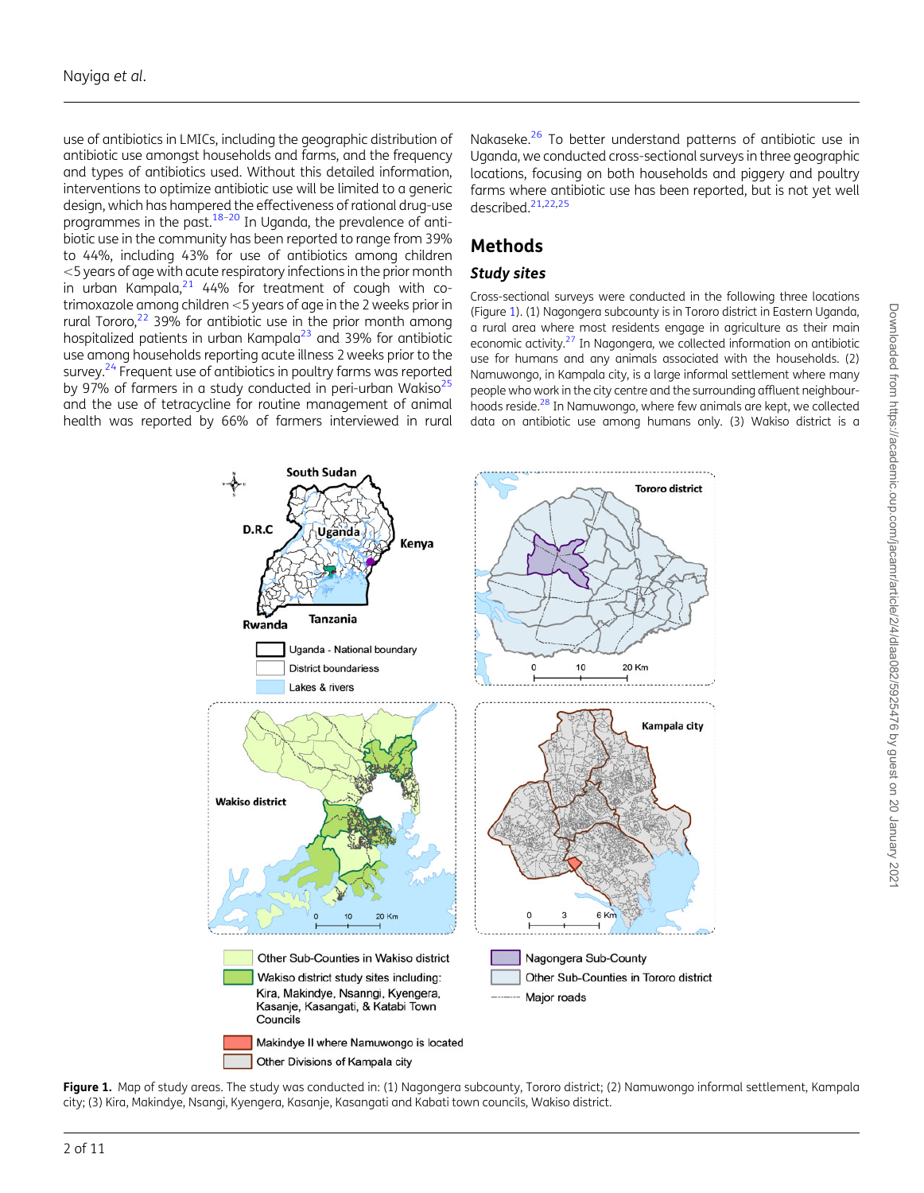use of antibiotics in LMICs, including the geographic distribution of antibiotic use amongst households and farms, and the frequency and types of antibiotics used. Without this detailed information, interventions to optimize antibiotic use will be limited to a generic design, which has hampered the effectiveness of rational drug-use programmes in the past.[18–20] In Uganda, the prevalence of antibiotic use in the community has been reported to range from 39% to 44%, including 43% for use of antibiotics among children <5 years of age with acute respiratory infections in the prior month in urban Kampala,[21] 44% for treatment of cough with co-trimoxazole among children <5 years of age in the 2 weeks prior in rural Tororo,[22] 39% for antibiotic use in the prior month among hospitalized patients in urban Kampala[23] and 39% for antibiotic use among households reporting acute illness 2 weeks prior to the survey.[24] Frequent use of antibiotics in poultry farms was reported by 97% of farmers in a study conducted in peri-urban Wakiso[25] and the use of tetracycline for routine management of animal health was reported by 66% of farmers interviewed in rural Nakaseke.[26] To better understand patterns of antibiotic use in Uganda, we conducted cross-sectional surveys in three geographic locations, focusing on both households and piggery and poultry farms where antibiotic use has been reported, but is not yet well described.[21,22,25]

## Methods

### *Study sites*

Cross-sectional surveys were conducted in the following three locations (Figure 1). (1) Nagongera subcounty is in Tororo district in Eastern Uganda, a rural area where most residents engage in agriculture as their main economic activity.[27] In Nagongera, we collected information on antibiotic use for humans and any animals associated with the households. (2) Namuwongo, in Kampala city, is a large informal settlement where many people who work in the city centre and the surrounding affluent neighbourhoods reside.[28] In Namuwongo, where few animals are kept, we collected data on antibiotic use among humans only. (3) Wakiso district is a

**Figure 1.** Map of study areas. The study was conducted in: (1) Nagongera subcounty, Tororo district; (2) Namuwongo informal settlement, Kampala city; (3) Kira, Makindye, Nsangi, Kyengera, Kasanje, Kasangati and Kabati town councils, Wakiso district.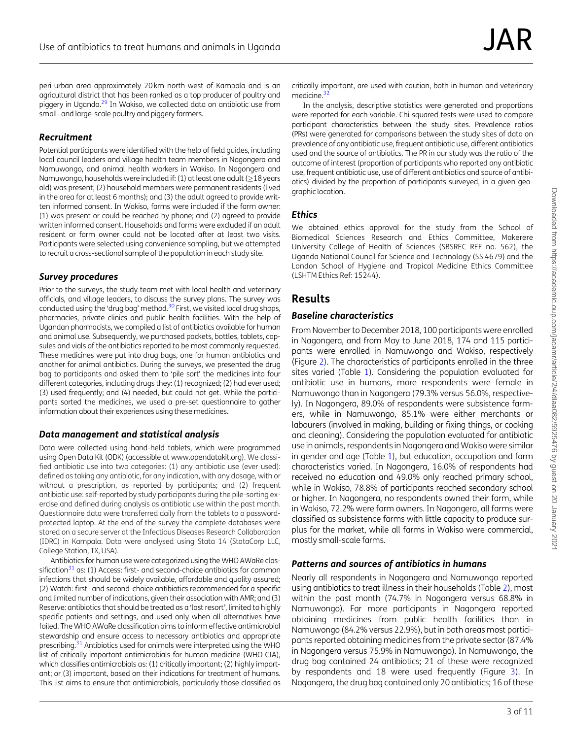peri-urban area approximately 20 km north-west of Kampala and is an agricultural district that has been ranked as a top producer of poultry and piggery in Uganda.[29] In Wakiso, we collected data on antibiotic use from small- and large-scale poultry and piggery farmers.

### *Recruitment*

Potential participants were identified with the help of field guides, including local council leaders and village health team members in Nagongera and Namuwongo, and animal health workers in Wakiso. In Nagongera and Namuwongo, households were included if: (1) at least one adult (≥18 years old) was present; (2) household members were permanent residents (lived in the area for at least 6 months); and (3) the adult agreed to provide written informed consent. In Wakiso, farms were included if the farm owner: (1) was present or could be reached by phone; and (2) agreed to provide written informed consent. Households and farms were excluded if an adult resident or farm owner could not be located after at least two visits. Participants were selected using convenience sampling, but we attempted to recruit a cross-sectional sample of the population in each study site.

### *Survey procedures*

Prior to the surveys, the study team met with local health and veterinary officials, and village leaders, to discuss the survey plans. The survey was conducted using the 'drug bag' method.[30] First, we visited local drug shops, pharmacies, private clinics and public health facilities. With the help of Ugandan pharmacists, we compiled a list of antibiotics available for human and animal use. Subsequently, we purchased packets, bottles, tablets, capsules and vials of the antibiotics reported to be most commonly requested. These medicines were put into drug bags, one for human antibiotics and another for animal antibiotics. During the surveys, we presented the drug bag to participants and asked them to 'pile sort' the medicines into four different categories, including drugs they: (1) recognized; (2) had ever used; (3) used frequently; and (4) needed, but could not get. While the participants sorted the medicines, we used a pre-set questionnaire to gather information about their experiences using these medicines.

### *Data management and statistical analysis*

Data were collected using hand-held tablets, which were programmed using Open Data Kit (ODK) (accessible at www.opendatakit.org). We classified antibiotic use into two categories: (1) any antibiotic use (ever used): defined as taking any antibiotic, for any indication, with any dosage, with or without a prescription, as reported by participants; and (2) frequent antibiotic use: self-reported by study participants during the pile-sorting exercise and defined during analysis as antibiotic use within the past month. Questionnaire data were transferred daily from the tablets to a password-protected laptop. At the end of the survey the complete databases were stored on a secure server at the Infectious Diseases Research Collaboration (IDRC) in Kampala. Data were analysed using Stata 14 (StataCorp LLC, College Station, TX, USA).

Antibiotics for human use were categorized using the WHO AWaRe classification[31] as: (1) Access: first- and second-choice antibiotics for common infections that should be widely available, affordable and quality assured; (2) Watch: first- and second-choice antibiotics recommended for a specific and limited number of indications, given their association with AMR; and (3) Reserve: antibiotics that should be treated as a 'last resort', limited to highly specific patients and settings, and used only when all alternatives have failed. The WHO AWaRe classification aims to inform effective antimicrobial stewardship and ensure access to necessary antibiotics and appropriate prescribing.[31] Antibiotics used for animals were interpreted using the WHO list of critically important antimicrobials for human medicine (WHO CIA), which classifies antimicrobials as: (1) critically important; (2) highly important; or (3) important, based on their indications for treatment of humans. This list aims to ensure that antimicrobials, particularly those classified as critically important, are used with caution, both in human and veterinary medicine.[32]

In the analysis, descriptive statistics were generated and proportions were reported for each variable. Chi-squared tests were used to compare participant characteristics between the study sites. Prevalence ratios (PRs) were generated for comparisons between the study sites of data on prevalence of any antibiotic use, frequent antibiotic use, different antibiotics used and the source of antibiotics. The PR in our study was the ratio of the outcome of interest (proportion of participants who reported any antibiotic use, frequent antibiotic use, use of different antibiotics and source of antibiotics) divided by the proportion of participants surveyed, in a given geographic location.

### *Ethics*

We obtained ethics approval for the study from the School of Biomedical Sciences Research and Ethics Committee, Makerere University College of Health of Sciences (SBSREC REF no. 562), the Uganda National Council for Science and Technology (SS 4679) and the London School of Hygiene and Tropical Medicine Ethics Committee (LSHTM Ethics Ref: 15244).

## Results

### *Baseline characteristics*

From November to December 2018, 100 participants were enrolled in Nagongera, and from May to June 2018, 174 and 115 participants were enrolled in Namuwongo and Wakiso, respectively (Figure 2). The characteristics of participants enrolled in the three sites varied (Table 1). Considering the population evaluated for antibiotic use in humans, more respondents were female in Namuwongo than in Nagongera (79.3% versus 56.0%, respectively). In Nagongera, 89.0% of respondents were subsistence farmers, while in Namuwongo, 85.1% were either merchants or labourers (involved in making, building or fixing things, or cooking and cleaning). Considering the population evaluated for antibiotic use in animals, respondents in Nagongera and Wakiso were similar in gender and age (Table 1), but education, occupation and farm characteristics varied. In Nagongera, 16.0% of respondents had received no education and 49.0% only reached primary school, while in Wakiso, 78.8% of participants reached secondary school or higher. In Nagongera, no respondents owned their farm, while in Wakiso, 72.2% were farm owners. In Nagongera, all farms were classified as subsistence farms with little capacity to produce surplus for the market, while all farms in Wakiso were commercial, mostly small-scale farms.

### *Patterns and sources of antibiotics in humans*

Nearly all respondents in Nagongera and Namuwongo reported using antibiotics to treat illness in their households (Table 2), most within the past month (74.7% in Nagongera versus 68.8% in Namuwongo). Far more participants in Nagongera reported obtaining medicines from public health facilities than in Namuwongo (84.2% versus 22.9%), but in both areas most participants reported obtaining medicines from the private sector (87.4% in Nagongera versus 75.9% in Namuwongo). In Namuwongo, the drug bag contained 24 antibiotics; 21 of these were recognized by respondents and 18 were used frequently (Figure 3). In Nagongera, the drug bag contained only 20 antibiotics; 16 of these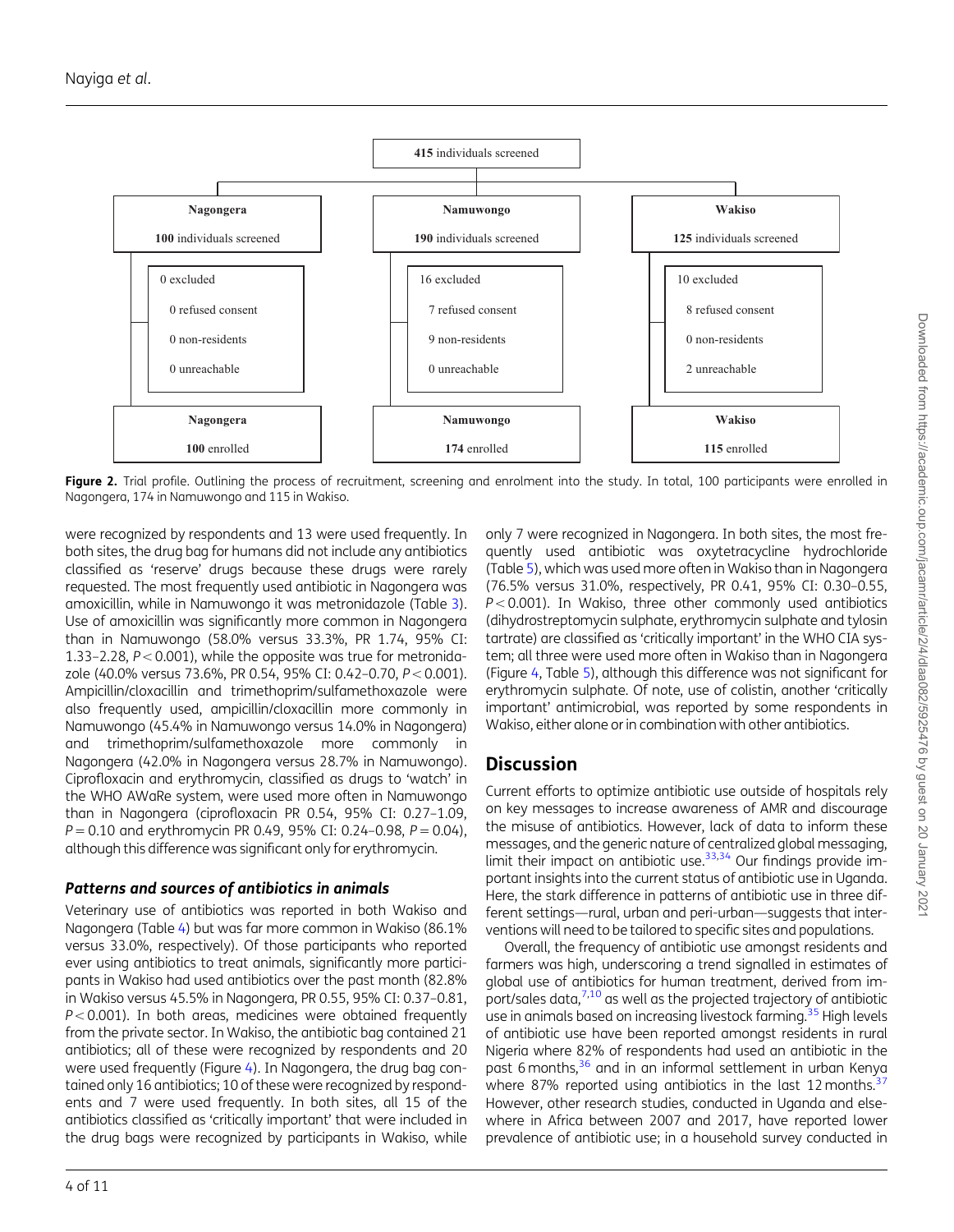415 individuals screened

| Nagongera | Namuwongo | Wakiso |
|---|---|---|
| 100 individuals screened | 190 individuals screened | 125 individuals screened |
| 0 excluded | 16 excluded | 10 excluded |
| 0 refused consent | 7 refused consent | 8 refused consent |
| 0 non-residents | 9 non-residents | 0 non-residents |
| 0 unreachable | 0 unreachable | 2 unreachable |
| 100 enrolled | 174 enrolled | 115 enrolled |

**Figure 2.** Trial profile. Outlining the process of recruitment, screening and enrolment into the study. In total, 100 participants were enrolled in Nagongera, 174 in Namuwongo and 115 in Wakiso.

were recognized by respondents and 13 were used frequently. In both sites, the drug bag for humans did not include any antibiotics classified as 'reserve' drugs because these drugs were rarely requested. The most frequently used antibiotic in Nagongera was amoxicillin, while in Namuwongo it was metronidazole (Table 3). Use of amoxicillin was significantly more common in Nagongera than in Namuwongo (58.0% versus 33.3%, PR 1.74, 95% CI: 1.33–2.28, $P < 0.001$), while the opposite was true for metronidazole (40.0% versus 73.6%, PR 0.54, 95% CI: 0.42–0.70, $P < 0.001$). Ampicillin/cloxacillin and trimethoprim/sulfamethoxazole were also frequently used, ampicillin/cloxacillin more commonly in Namuwongo (45.4% in Namuwongo versus 14.0% in Nagongera) and trimethoprim/sulfamethoxazole more commonly in Nagongera (42.0% in Nagongera versus 28.7% in Namuwongo). Ciprofloxacin and erythromycin, classified as drugs to 'watch' in the WHO AWaRe system, were used more often in Namuwongo than in Nagongera (ciprofloxacin PR 0.54, 95% CI: 0.27–1.09, $P = 0.10$ and erythromycin PR 0.49, 95% CI: 0.24–0.98, $P = 0.04$), although this difference was significant only for erythromycin.

### *Patterns and sources of antibiotics in animals*

Veterinary use of antibiotics was reported in both Wakiso and Nagongera (Table 4) but was far more common in Wakiso (86.1% versus 33.0%, respectively). Of those participants who reported ever using antibiotics to treat animals, significantly more participants in Wakiso had used antibiotics over the past month (82.8% in Wakiso versus 45.5% in Nagongera, PR 0.55, 95% CI: 0.37–0.81, $P < 0.001$). In both areas, medicines were obtained frequently from the private sector. In Wakiso, the antibiotic bag contained 21 antibiotics; all of these were recognized by respondents and 20 were used frequently (Figure 4). In Nagongera, the drug bag contained only 16 antibiotics; 10 of these were recognized by respondents and 7 were used frequently. In both sites, all 15 of the antibiotics classified as 'critically important' that were included in the drug bags were recognized by participants in Wakiso, while only 7 were recognized in Nagongera. In both sites, the most frequently used antibiotic was oxytetracycline hydrochloride (Table 5), which was used more often in Wakiso than in Nagongera (76.5% versus 31.0%, respectively, PR 0.41, 95% CI: 0.30–0.55, $P < 0.001$). In Wakiso, three other commonly used antibiotics (dihydrostreptomycin sulphate, erythromycin sulphate and tylosin tartrate) are classified as 'critically important' in the WHO CIA system; all three were used more often in Wakiso than in Nagongera (Figure 4, Table 5), although this difference was not significant for erythromycin sulphate. Of note, use of colistin, another 'critically important' antimicrobial, was reported by some respondents in Wakiso, either alone or in combination with other antibiotics.

## Discussion

Current efforts to optimize antibiotic use outside of hospitals rely on key messages to increase awareness of AMR and discourage the misuse of antibiotics. However, lack of data to inform these messages, and the generic nature of centralized global messaging, limit their impact on antibiotic use.[33,34] Our findings provide important insights into the current status of antibiotic use in Uganda. Here, the stark difference in patterns of antibiotic use in three different settings—rural, urban and peri-urban—suggests that interventions will need to be tailored to specific sites and populations.

Overall, the frequency of antibiotic use amongst residents and farmers was high, underscoring a trend signalled in estimates of global use of antibiotics for human treatment, derived from import/sales data,[7,10] as well as the projected trajectory of antibiotic use in animals based on increasing livestock farming.[35] High levels of antibiotic use have been reported amongst residents in rural Nigeria where 82% of respondents had used an antibiotic in the past 6 months,[36] and in an informal settlement in urban Kenya where 87% reported using antibiotics in the last 12 months.[37] However, other research studies, conducted in Uganda and elsewhere in Africa between 2007 and 2017, have reported lower prevalence of antibiotic use; in a household survey conducted in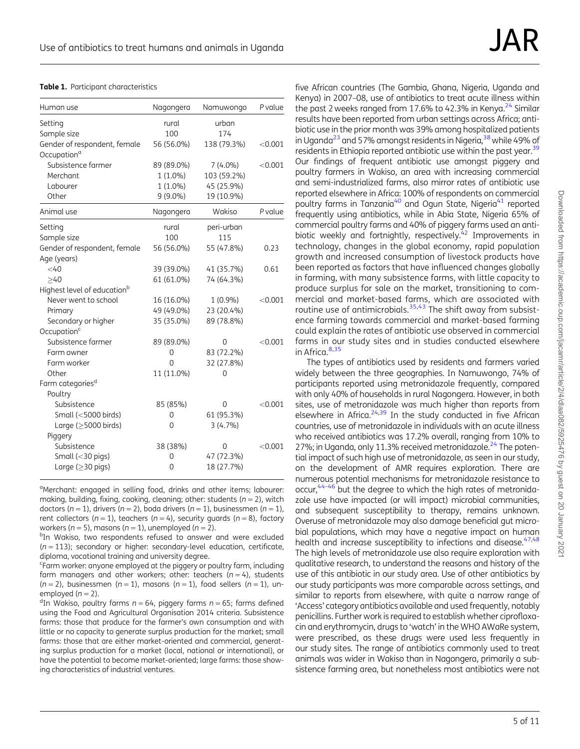**Table 1.** Participant characteristics

| Human use | Nagongera | Namuwongo | *P* value |
|---|---|---|---|
| Setting | rural | urban | |
| Sample size | 100 | 174 | |
| Gender of respondent, female | 56 (56.0%) | 138 (79.3%) | <0.001 |
| Occupation[a] | | | |
| Subsistence farmer | 89 (89.0%) | 7 (4.0%) | <0.001 |
| Merchant | 1 (1.0%) | 103 (59.2%) | |
| Labourer | 1 (1.0%) | 45 (25.9%) | |
| Other | 9 (9.0%) | 19 (10.9%) | |
| **Animal use** | **Nagongera** | **Wakiso** | ***P* value** |
| Setting | rural | peri-urban | |
| Sample size | 100 | 115 | |
| Gender of respondent, female | 56 (56.0%) | 55 (47.8%) | 0.23 |
| Age (years) | | | |
| <40 | 39 (39.0%) | 41 (35.7%) | 0.61 |
| ≥40 | 61 (61.0%) | 74 (64.3%) | |
| Highest level of education[b] | | | |
| Never went to school | 16 (16.0%) | 1 (0.9%) | <0.001 |
| Primary | 49 (49.0%) | 23 (20.4%) | |
| Secondary or higher | 35 (35.0%) | 89 (78.8%) | |
| Occupation[c] | | | |
| Subsistence farmer | 89 (89.0%) | 0 | <0.001 |
| Farm owner | 0 | 83 (72.2%) | |
| Farm worker | 0 | 32 (27.8%) | |
| Other | 11 (11.0%) | 0 | |
| Farm categories[d] | | | |
| Poultry | | | |
| Subsistence | 85 (85%) | 0 | <0.001 |
| Small (<5000 birds) | 0 | 61 (95.3%) | |
| Large (≥5000 birds) | 0 | 3 (4.7%) | |
| Piggery | | | |
| Subsistence | 38 (38%) | 0 | <0.001 |
| Small (<30 pigs) | 0 | 47 (72.3%) | |
| Large (≥30 pigs) | 0 | 18 (27.7%) | |

[a]Merchant: engaged in selling food, drinks and other items; labourer: making, building, fixing, cooking, cleaning; other: students ($n = 2$), witch doctors ($n = 1$), drivers ($n = 2$), boda drivers ($n = 1$), businessmen ($n = 1$), rent collectors ($n = 1$), teachers ($n = 4$), security guards ($n = 8$), factory workers ($n = 5$), masons ($n = 1$), unemployed ($n = 2$).

[b]In Wakiso, two respondents refused to answer and were excluded ($n = 113$); secondary or higher: secondary-level education, certificate, diploma, vocational training and university degree.

[c]Farm worker: anyone employed at the piggery or poultry farm, including farm managers and other workers; other: teachers ($n = 4$), students ($n = 2$), businessmen ($n = 1$), masons ($n = 1$), food sellers ($n = 1$), unemployed ($n = 2$).

[d]In Wakiso, poultry farms $n = 64$, piggery farms $n = 65$; farms defined using the Food and Agricultural Organisation 2014 criteria. Subsistence farms: those that produce for the farmer's own consumption and with little or no capacity to generate surplus production for the market; small farms: those that are either market-oriented and commercial, generating surplus production for a market (local, national or international), or have the potential to become market-oriented; large farms: those showing characteristics of industrial ventures.

five African countries (The Gambia, Ghana, Nigeria, Uganda and Kenya) in 2007–08, use of antibiotics to treat acute illness within the past 2 weeks ranged from 17.6% to 42.3% in Kenya.[24] Similar results have been reported from urban settings across Africa; antibiotic use in the prior month was 39% among hospitalized patients in Uganda[23] and 57% amongst residents in Nigeria,[38] while 49% of residents in Ethiopia reported antibiotic use within the past year.[39] Our findings of frequent antibiotic use amongst piggery and poultry farmers in Wakiso, an area with increasing commercial and semi-industrialized farms, also mirror rates of antibiotic use reported elsewhere in Africa: 100% of respondents on commercial poultry farms in Tanzania[40] and Ogun State, Nigeria[41] reported frequently using antibiotics, while in Abia State, Nigeria 65% of commercial poultry farms and 40% of piggery farms used an antibiotic weekly and fortnightly, respectively.[42] Improvements in technology, changes in the global economy, rapid population growth and increased consumption of livestock products have been reported as factors that have influenced changes globally in farming, with many subsistence farms, with little capacity to produce surplus for sale on the market, transitioning to commercial and market-based farms, which are associated with routine use of antimicrobials.[35,43] The shift away from subsistence farming towards commercial and market-based farming could explain the rates of antibiotic use observed in commercial farms in our study sites and in studies conducted elsewhere in Africa.[8,35]

The types of antibiotics used by residents and farmers varied widely between the three geographies. In Namuwongo, 74% of participants reported using metronidazole frequently, compared with only 40% of households in rural Nagongera. However, in both sites, use of metronidazole was much higher than reports from elsewhere in Africa.[24,39] In the study conducted in five African countries, use of metronidazole in individuals with an acute illness who received antibiotics was 17.2% overall, ranging from 10% to 27%; in Uganda, only 11.3% received metronidazole.[24] The potential impact of such high use of metronidazole, as seen in our study, on the development of AMR requires exploration. There are numerous potential mechanisms for metronidazole resistance to occur,[44–46] but the degree to which the high rates of metronidazole use have impacted (or will impact) microbial communities, and subsequent susceptibility to therapy, remains unknown. Overuse of metronidazole may also damage beneficial gut microbial populations, which may have a negative impact on human health and increase susceptibility to infections and disease.[47,48] The high levels of metronidazole use also require exploration with qualitative research, to understand the reasons and history of the use of this antibiotic in our study area. Use of other antibiotics by our study participants was more comparable across settings, and similar to reports from elsewhere, with quite a narrow range of 'Access' category antibiotics available and used frequently, notably penicillins. Further work is required to establish whether ciprofloxacin and erythromycin, drugs to 'watch' in the WHO AWaRe system, were prescribed, as these drugs were used less frequently in our study sites. The range of antibiotics commonly used to treat animals was wider in Wakiso than in Nagongera, primarily a subsistence farming area, but nonetheless most antibiotics were not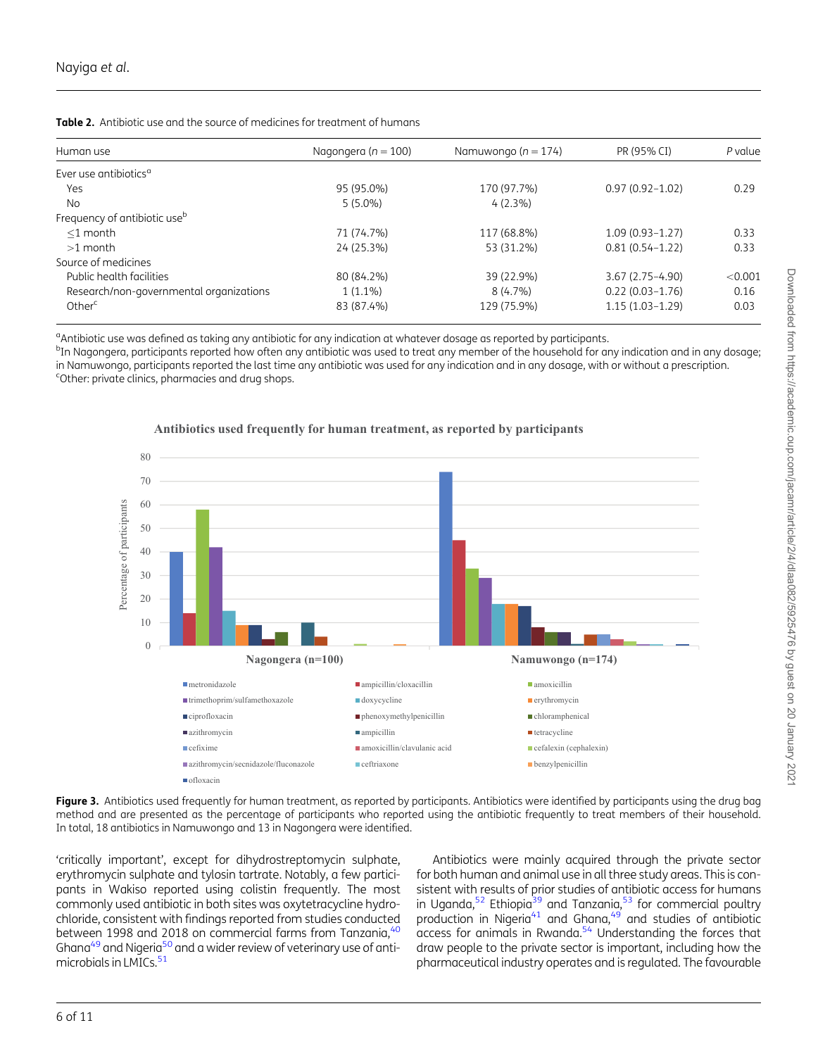**Table 2.** Antibiotic use and the source of medicines for treatment of humans

| Human use | Nagongera ($n = 100$) | Namuwongo ($n = 174$) | PR (95% CI) | P value |
|---|---|---|---|---|
| Ever use antibiotics[a] | | | | |
| Yes | 95 (95.0%) | 170 (97.7%) | 0.97 (0.92–1.02) | 0.29 |
| No | 5 (5.0%) | 4 (2.3%) | | |
| Frequency of antibiotic use[b] | | | | |
| ≤1 month | 71 (74.7%) | 117 (68.8%) | 1.09 (0.93–1.27) | 0.33 |
| >1 month | 24 (25.3%) | 53 (31.2%) | 0.81 (0.54–1.22) | 0.33 |
| Source of medicines | | | | |
| Public health facilities | 80 (84.2%) | 39 (22.9%) | 3.67 (2.75–4.90) | <0.001 |
| Research/non-governmental organizations | 1 (1.1%) | 8 (4.7%) | 0.22 (0.03–1.76) | 0.16 |
| Other[c] | 83 (87.4%) | 129 (75.9%) | 1.15 (1.03–1.29) | 0.03 |

[a]Antibiotic use was defined as taking any antibiotic for any indication at whatever dosage as reported by participants.
[b]In Nagongera, participants reported how often any antibiotic was used to treat any member of the household for any indication and in any dosage; in Namuwongo, participants reported the last time any antibiotic was used for any indication and in any dosage, with or without a prescription.
[c]Other: private clinics, pharmacies and drug shops.

**Figure 3.** Antibiotics used frequently for human treatment, as reported by participants. Antibiotics were identified by participants using the drug bag method and are presented as the percentage of participants who reported using the antibiotic frequently to treat members of their household. In total, 18 antibiotics in Namuwongo and 13 in Nagongera were identified.

'critically important', except for dihydrostreptomycin sulphate, erythromycin sulphate and tylosin tartrate. Notably, a few participants in Wakiso reported using colistin frequently. The most commonly used antibiotic in both sites was oxytetracycline hydrochloride, consistent with findings reported from studies conducted between 1998 and 2018 on commercial farms from Tanzania,[40] Ghana[49] and Nigeria[50] and a wider review of veterinary use of antimicrobials in LMICs.[51]

Antibiotics were mainly acquired through the private sector for both human and animal use in all three study areas. This is consistent with results of prior studies of antibiotic access for humans in Uganda,[52] Ethiopia[39] and Tanzania,[53] for commercial poultry production in Nigeria[41] and Ghana,[49] and studies of antibiotic access for animals in Rwanda.[54] Understanding the forces that draw people to the private sector is important, including how the pharmaceutical industry operates and is regulated. The favourable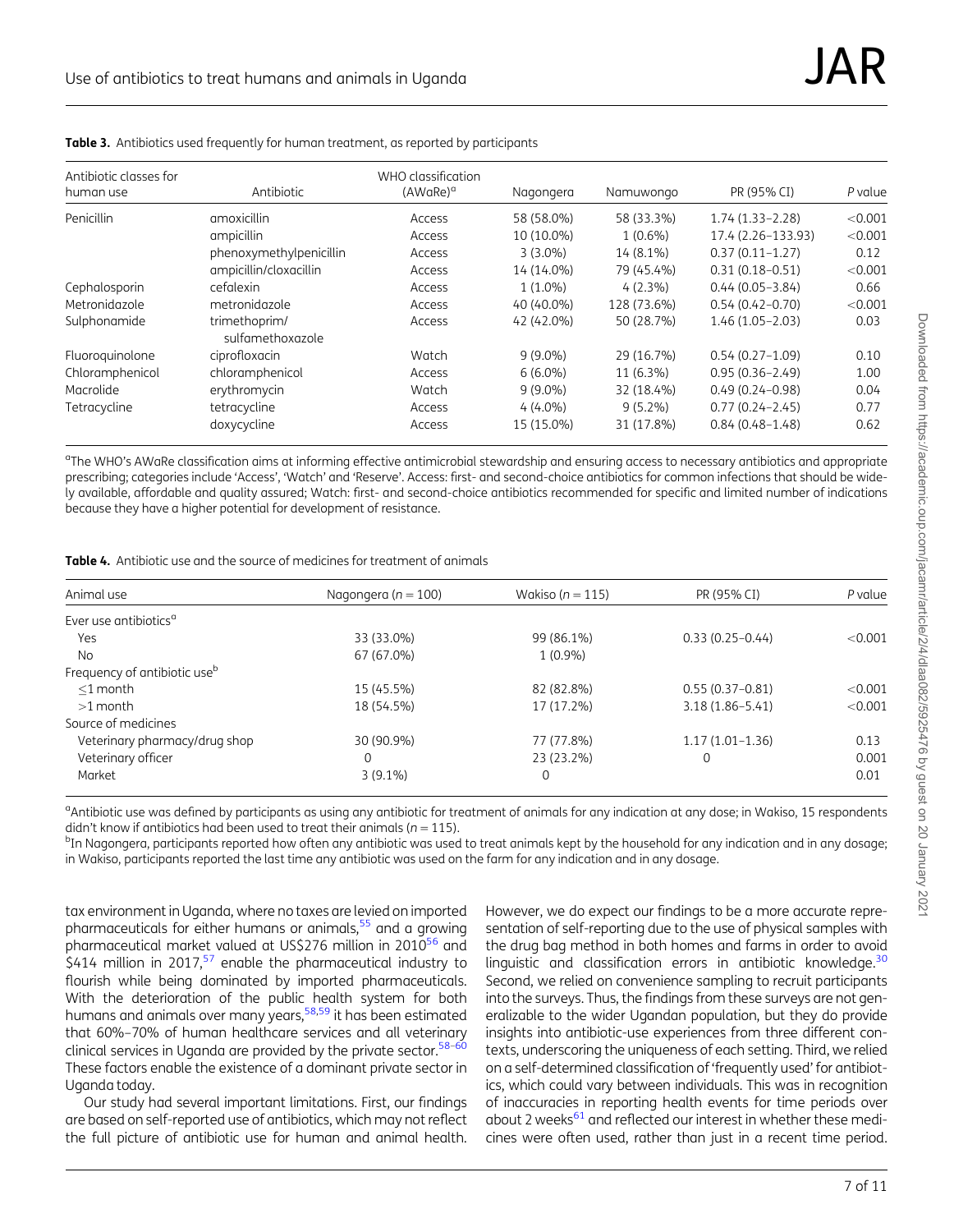**Table 3.** Antibiotics used frequently for human treatment, as reported by participants

| Antibiotic classes for human use | Antibiotic | WHO classification (AWaRe)[a] | Nagongera | Namuwongo | PR (95% CI) | *P* value |
|---|---|---|---|---|---|---|
| Penicillin | amoxicillin | Access | 58 (58.0%) | 58 (33.3%) | 1.74 (1.33–2.28) | <0.001 |
| | ampicillin | Access | 10 (10.0%) | 1 (0.6%) | 17.4 (2.26–133.93) | <0.001 |
| | phenoxymethylpenicillin | Access | 3 (3.0%) | 14 (8.1%) | 0.37 (0.11–1.27) | 0.12 |
| | ampicillin/cloxacillin | Access | 14 (14.0%) | 79 (45.4%) | 0.31 (0.18–0.51) | <0.001 |
| Cephalosporin | cefalexin | Access | 1 (1.0%) | 4 (2.3%) | 0.44 (0.05–3.84) | 0.66 |
| Metronidazole | metronidazole | Access | 40 (40.0%) | 128 (73.6%) | 0.54 (0.42–0.70) | <0.001 |
| Sulphonamide | trimethoprim/ sulfamethoxazole | Access | 42 (42.0%) | 50 (28.7%) | 1.46 (1.05–2.03) | 0.03 |
| Fluoroquinolone | ciprofloxacin | Watch | 9 (9.0%) | 29 (16.7%) | 0.54 (0.27–1.09) | 0.10 |
| Chloramphenicol | chloramphenicol | Access | 6 (6.0%) | 11 (6.3%) | 0.95 (0.36–2.49) | 1.00 |
| Macrolide | erythromycin | Watch | 9 (9.0%) | 32 (18.4%) | 0.49 (0.24–0.98) | 0.04 |
| Tetracycline | tetracycline | Access | 4 (4.0%) | 9 (5.2%) | 0.77 (0.24–2.45) | 0.77 |
| | doxycycline | Access | 15 (15.0%) | 31 (17.8%) | 0.84 (0.48–1.48) | 0.62 |

[a]The WHO's AWaRe classification aims at informing effective antimicrobial stewardship and ensuring access to necessary antibiotics and appropriate prescribing; categories include 'Access', 'Watch' and 'Reserve'. Access: first- and second-choice antibiotics for common infections that should be widely available, affordable and quality assured; Watch: first- and second-choice antibiotics recommended for specific and limited number of indications because they have a higher potential for development of resistance.

**Table 4.** Antibiotic use and the source of medicines for treatment of animals

| Animal use | Nagongera ($n = 100$) | Wakiso ($n = 115$) | PR (95% CI) | *P* value |
|---|---|---|---|---|
| Ever use antibiotics[a] | | | | |
| Yes | 33 (33.0%) | 99 (86.1%) | 0.33 (0.25–0.44) | <0.001 |
| No | 67 (67.0%) | 1 (0.9%) | | |
| Frequency of antibiotic use[b] | | | | |
| ≤1 month | 15 (45.5%) | 82 (82.8%) | 0.55 (0.37–0.81) | <0.001 |
| >1 month | 18 (54.5%) | 17 (17.2%) | 3.18 (1.86–5.41) | <0.001 |
| Source of medicines | | | | |
| Veterinary pharmacy/drug shop | 30 (90.9%) | 77 (77.8%) | 1.17 (1.01–1.36) | 0.13 |
| Veterinary officer | 0 | 23 (23.2%) | 0 | 0.001 |
| Market | 3 (9.1%) | 0 | | 0.01 |

[a]Antibiotic use was defined by participants as using any antibiotic for treatment of animals for any indication at any dose; in Wakiso, 15 respondents didn't know if antibiotics had been used to treat their animals ($n = 115$).
[b]In Nagongera, participants reported how often any antibiotic was used to treat animals kept by the household for any indication and in any dosage; in Wakiso, participants reported the last time any antibiotic was used on the farm for any indication and in any dosage.

tax environment in Uganda, where no taxes are levied on imported pharmaceuticals for either humans or animals,[55] and a growing pharmaceutical market valued at US$276 million in 2010[56] and $414 million in 2017,[57] enable the pharmaceutical industry to flourish while being dominated by imported pharmaceuticals. With the deterioration of the public health system for both humans and animals over many years,[58,59] it has been estimated that 60%–70% of human healthcare services and all veterinary clinical services in Uganda are provided by the private sector.[58–60] These factors enable the existence of a dominant private sector in Uganda today.

Our study had several important limitations. First, our findings are based on self-reported use of antibiotics, which may not reflect the full picture of antibiotic use for human and animal health. However, we do expect our findings to be a more accurate representation of self-reporting due to the use of physical samples with the drug bag method in both homes and farms in order to avoid linguistic and classification errors in antibiotic knowledge.[30] Second, we relied on convenience sampling to recruit participants into the surveys. Thus, the findings from these surveys are not generalizable to the wider Ugandan population, but they do provide insights into antibiotic-use experiences from three different contexts, underscoring the uniqueness of each setting. Third, we relied on a self-determined classification of 'frequently used' for antibiotics, which could vary between individuals. This was in recognition of inaccuracies in reporting health events for time periods over about 2 weeks[61] and reflected our interest in whether these medicines were often used, rather than just in a recent time period.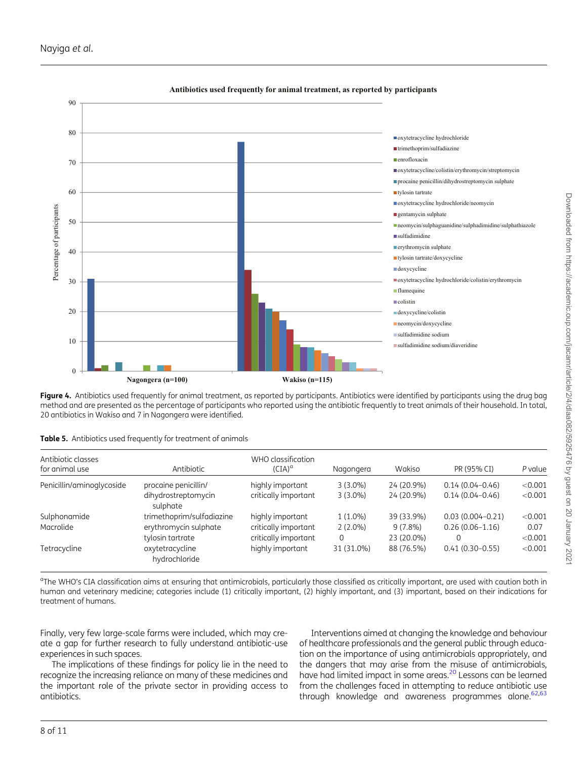**Figure 4.** Antibiotics used frequently for animal treatment, as reported by participants. Antibiotics were identified by participants using the drug bag method and are presented as the percentage of participants who reported using the antibiotic frequently to treat animals of their household. In total, 20 antibiotics in Wakiso and 7 in Nagongera were identified.

**Table 5.** Antibiotics used frequently for treatment of animals

| Antibiotic classes for animal use | Antibiotic | WHO classification (CIA)[a] | Nagongera | Wakiso | PR (95% CI) | P value |
|---|---|---|---|---|---|---|
| Penicillin/aminoglycoside | procaine penicillin/ | highly important | 3 (3.0%) | 24 (20.9%) | 0.14 (0.04–0.46) | <0.001 |
| | dihydrostreptomycin sulphate | critically important | 3 (3.0%) | 24 (20.9%) | 0.14 (0.04–0.46) | <0.001 |
| Sulphonamide | trimethoprim/sulfadiazine | highly important | 1 (1.0%) | 39 (33.9%) | 0.03 (0.004–0.21) | <0.001 |
| Macrolide | erythromycin sulphate | critically important | 2 (2.0%) | 9 (7.8%) | 0.26 (0.06–1.16) | 0.07 |
| | tylosin tartrate | critically important | 0 | 23 (20.0%) | 0 | <0.001 |
| Tetracycline | oxytetracycline hydrochloride | highly important | 31 (31.0%) | 88 (76.5%) | 0.41 (0.30–0.55) | <0.001 |

[a]The WHO's CIA classification aims at ensuring that antimicrobials, particularly those classified as critically important, are used with caution both in human and veterinary medicine; categories include (1) critically important, (2) highly important, and (3) important, based on their indications for treatment of humans.

Finally, very few large-scale farms were included, which may create a gap for further research to fully understand antibiotic-use experiences in such spaces.

The implications of these findings for policy lie in the need to recognize the increasing reliance on many of these medicines and the important role of the private sector in providing access to antibiotics.

Interventions aimed at changing the knowledge and behaviour of healthcare professionals and the general public through education on the importance of using antimicrobials appropriately, and the dangers that may arise from the misuse of antimicrobials, have had limited impact in some areas.[20] Lessons can be learned from the challenges faced in attempting to reduce antibiotic use through knowledge and awareness programmes alone.[62,63]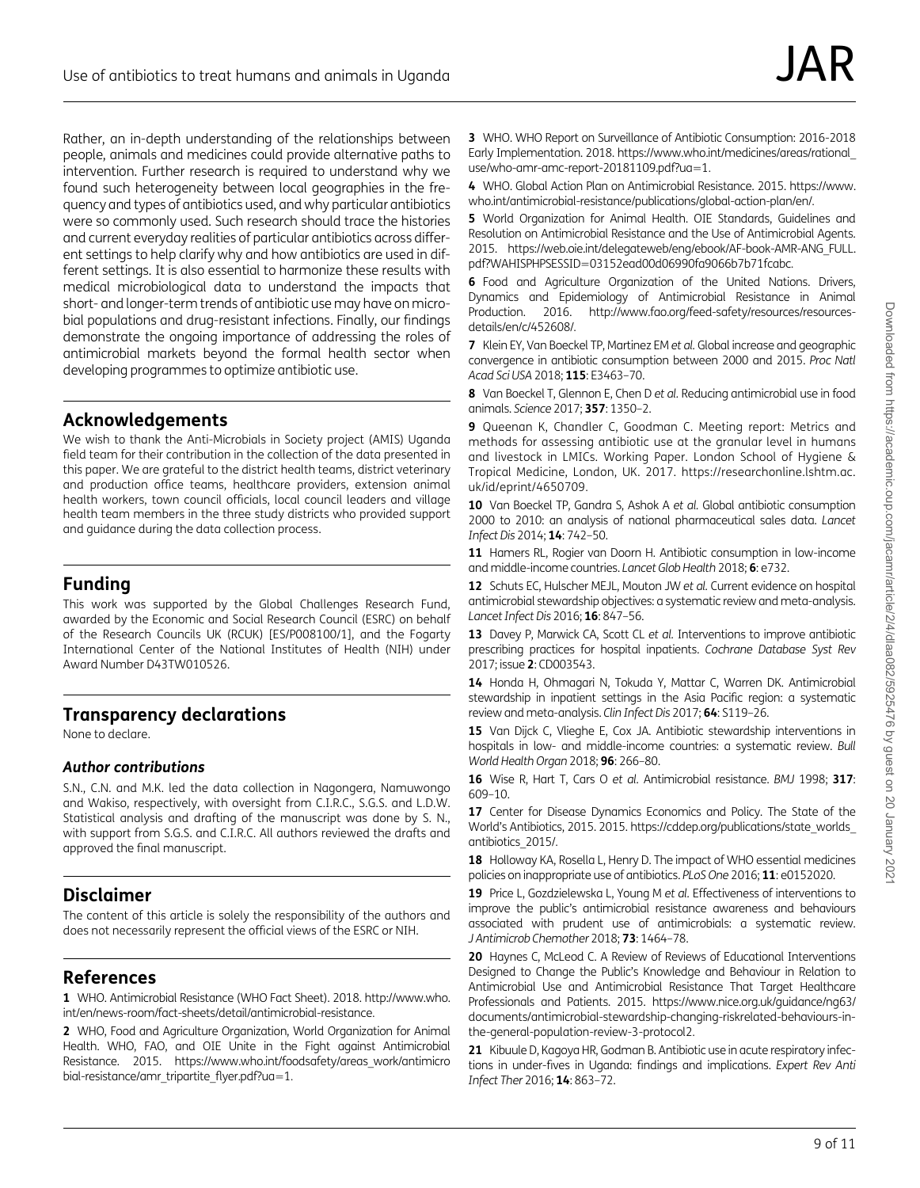Rather, an in-depth understanding of the relationships between people, animals and medicines could provide alternative paths to intervention. Further research is required to understand why we found such heterogeneity between local geographies in the frequency and types of antibiotics used, and why particular antibiotics were so commonly used. Such research should trace the histories and current everyday realities of particular antibiotics across different settings to help clarify why and how antibiotics are used in different settings. It is also essential to harmonize these results with medical microbiological data to understand the impacts that short- and longer-term trends of antibiotic use may have on microbial populations and drug-resistant infections. Finally, our findings demonstrate the ongoing importance of addressing the roles of antimicrobial markets beyond the formal health sector when developing programmes to optimize antibiotic use.

## Acknowledgements

We wish to thank the Anti-Microbials in Society project (AMIS) Uganda field team for their contribution in the collection of the data presented in this paper. We are grateful to the district health teams, district veterinary and production office teams, healthcare providers, extension animal health workers, town council officials, local council leaders and village health team members in the three study districts who provided support and guidance during the data collection process.

## Funding

This work was supported by the Global Challenges Research Fund, awarded by the Economic and Social Research Council (ESRC) on behalf of the Research Councils UK (RCUK) [ES/P008100/1], and the Fogarty International Center of the National Institutes of Health (NIH) under Award Number D43TW010526.

## Transparency declarations

None to declare.

### *Author contributions*

S.N., C.N. and M.K. led the data collection in Nagongera, Namuwongo and Wakiso, respectively, with oversight from C.I.R.C., S.G.S. and L.D.W. Statistical analysis and drafting of the manuscript was done by S. N., with support from S.G.S. and C.I.R.C. All authors reviewed the drafts and approved the final manuscript.

## Disclaimer

The content of this article is solely the responsibility of the authors and does not necessarily represent the official views of the ESRC or NIH.

## References

**1** WHO. Antimicrobial Resistance (WHO Fact Sheet). 2018. http://www.who.int/en/news-room/fact-sheets/detail/antimicrobial-resistance.

**2** WHO, Food and Agriculture Organization, World Organization for Animal Health. WHO, FAO, and OIE Unite in the Fight against Antimicrobial Resistance. 2015. https://www.who.int/foodsafety/areas_work/antimicrobial-resistance/amr_tripartite_flyer.pdf?ua=1.

**3** WHO. WHO Report on Surveillance of Antibiotic Consumption: 2016-2018 Early Implementation. 2018. https://www.who.int/medicines/areas/rational_use/who-amr-amc-report-20181109.pdf?ua=1.

**4** WHO. Global Action Plan on Antimicrobial Resistance. 2015. https://www.who.int/antimicrobial-resistance/publications/global-action-plan/en/.

**5** World Organization for Animal Health. OIE Standards, Guidelines and Resolution on Antimicrobial Resistance and the Use of Antimicrobial Agents. 2015. https://web.oie.int/delegateweb/eng/ebook/AF-book-AMR-ANG_FULL.pdf?WAHISPHPSESSID=03152ead00d06990fa9066b7b71fcabc.

**6** Food and Agriculture Organization of the United Nations. Drivers, Dynamics and Epidemiology of Antimicrobial Resistance in Animal Production. 2016. http://www.fao.org/feed-safety/resources/resources-details/en/c/452608/.

**7** Klein EY, Van Boeckel TP, Martinez EM *et al.* Global increase and geographic convergence in antibiotic consumption between 2000 and 2015. *Proc Natl Acad Sci USA* 2018; **115**: E3463–70.

**8** Van Boeckel T, Glennon E, Chen D *et al.* Reducing antimicrobial use in food animals. *Science* 2017; **357**: 1350–2.

**9** Queenan K, Chandler C, Goodman C. Meeting report: Metrics and methods for assessing antibiotic use at the granular level in humans and livestock in LMICs. Working Paper. London School of Hygiene & Tropical Medicine, London, UK. 2017. https://researchonline.lshtm.ac.uk/id/eprint/4650709.

**10** Van Boeckel TP, Gandra S, Ashok A *et al.* Global antibiotic consumption 2000 to 2010: an analysis of national pharmaceutical sales data. *Lancet Infect Dis* 2014; **14**: 742–50.

**11** Hamers RL, Rogier van Doorn H. Antibiotic consumption in low-income and middle-income countries. *Lancet Glob Health* 2018; **6**: e732.

**12** Schuts EC, Hulscher MEJL, Mouton JW *et al.* Current evidence on hospital antimicrobial stewardship objectives: a systematic review and meta-analysis. *Lancet Infect Dis* 2016; **16**: 847–56.

**13** Davey P, Marwick CA, Scott CL *et al.* Interventions to improve antibiotic prescribing practices for hospital inpatients. *Cochrane Database Syst Rev* 2017; issue **2**: CD003543.

**14** Honda H, Ohmagari N, Tokuda Y, Mattar C, Warren DK. Antimicrobial stewardship in inpatient settings in the Asia Pacific region: a systematic review and meta-analysis. *Clin Infect Dis* 2017; **64**: S119–26.

**15** Van Dijck C, Vlieghe E, Cox JA. Antibiotic stewardship interventions in hospitals in low- and middle-income countries: a systematic review. *Bull World Health Organ* 2018; **96**: 266–80.

**16** Wise R, Hart T, Cars O *et al.* Antimicrobial resistance. *BMJ* 1998; **317**: 609–10.

**17** Center for Disease Dynamics Economics and Policy. The State of the World's Antibiotics, 2015. 2015. https://cddep.org/publications/state_worlds_antibiotics_2015/.

**18** Holloway KA, Rosella L, Henry D. The impact of WHO essential medicines policies on inappropriate use of antibiotics. *PLoS One* 2016; **11**: e0152020.

**19** Price L, Gozdzielewska L, Young M *et al.* Effectiveness of interventions to improve the public's antimicrobial resistance awareness and behaviours associated with prudent use of antimicrobials: a systematic review. *J Antimicrob Chemother* 2018; **73**: 1464–78.

**20** Haynes C, McLeod C. A Review of Reviews of Educational Interventions Designed to Change the Public's Knowledge and Behaviour in Relation to Antimicrobial Use and Antimicrobial Resistance That Target Healthcare Professionals and Patients. 2015. https://www.nice.org.uk/guidance/ng63/documents/antimicrobial-stewardship-changing-riskrelated-behaviours-in-the-general-population-review-3-protocol2.

**21** Kibuule D, Kagoya HR, Godman B. Antibiotic use in acute respiratory infections in under-fives in Uganda: findings and implications. *Expert Rev Anti Infect Ther* 2016; **14**: 863–72.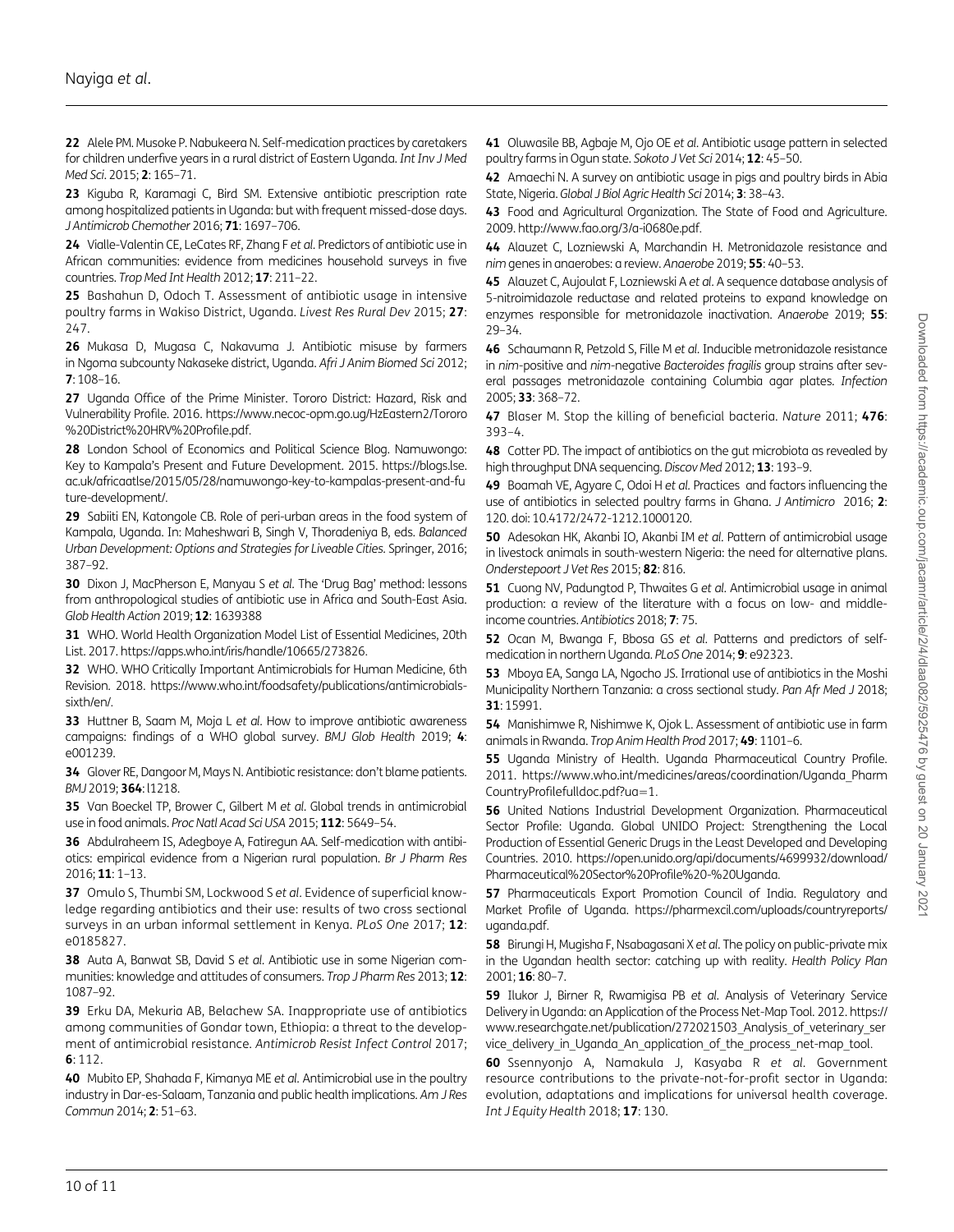**22** Alele PM. Musoke P. Nabukeera N. Self-medication practices by caretakers for children underfive years in a rural district of Eastern Uganda. *Int Inv J Med Med Sci*. 2015; **2**: 165–71.

**23** Kiguba R, Karamagi C, Bird SM. Extensive antibiotic prescription rate among hospitalized patients in Uganda: but with frequent missed-dose days. *J Antimicrob Chemother* 2016; **71**: 1697–706.

**24** Vialle-Valentin CE, LeCates RF, Zhang F *et al*. Predictors of antibiotic use in African communities: evidence from medicines household surveys in five countries. *Trop Med Int Health* 2012; **17**: 211–22.

**25** Bashahun D, Odoch T. Assessment of antibiotic usage in intensive poultry farms in Wakiso District, Uganda. *Livest Res Rural Dev* 2015; **27**: 247.

**26** Mukasa D, Mugasa C, Nakavuma J. Antibiotic misuse by farmers in Ngoma subcounty Nakaseke district, Uganda. *Afri J Anim Biomed Sci* 2012; **7**: 108–16.

**27** Uganda Office of the Prime Minister. Tororo District: Hazard, Risk and Vulnerability Profile. 2016. https://www.necoc-opm.go.ug/HzEastern2/Tororo%20District%20HRV%20Profile.pdf.

**28** London School of Economics and Political Science Blog. Namuwongo: Key to Kampala's Present and Future Development. 2015. https://blogs.lse.ac.uk/africaatlse/2015/05/28/namuwongo-key-to-kampalas-present-and-future-development/.

**29** Sabiiti EN, Katongole CB. Role of peri-urban areas in the food system of Kampala, Uganda. In: Maheshwari B, Singh V, Thoradeniya B, eds. *Balanced Urban Development: Options and Strategies for Liveable Cities*. Springer, 2016; 387–92.

**30** Dixon J, MacPherson E, Manyau S *et al*. The 'Drug Bag' method: lessons from anthropological studies of antibiotic use in Africa and South-East Asia. *Glob Health Action* 2019; **12**: 1639388

**31** WHO. World Health Organization Model List of Essential Medicines, 20th List. 2017. https://apps.who.int/iris/handle/10665/273826.

**32** WHO. WHO Critically Important Antimicrobials for Human Medicine, 6th Revision. 2018. https://www.who.int/foodsafety/publications/antimicrobials-sixth/en/.

**33** Huttner B, Saam M, Moja L *et al*. How to improve antibiotic awareness campaigns: findings of a WHO global survey. *BMJ Glob Health* 2019; **4**: e001239.

**34** Glover RE, Dangoor M, Mays N. Antibiotic resistance: don't blame patients. *BMJ* 2019; **364**: l1218.

**35** Van Boeckel TP, Brower C, Gilbert M *et al*. Global trends in antimicrobial use in food animals. *Proc Natl Acad Sci USA* 2015; **112**: 5649–54.

**36** Abdulraheem IS, Adegboye A, Fatiregun AA. Self-medication with antibiotics: empirical evidence from a Nigerian rural population. *Br J Pharm Res* 2016; **11**: 1–13.

**37** Omulo S, Thumbi SM, Lockwood S *et al*. Evidence of superficial knowledge regarding antibiotics and their use: results of two cross sectional surveys in an urban informal settlement in Kenya. *PLoS One* 2017; **12**: e0185827.

**38** Auta A, Banwat SB, David S *et al*. Antibiotic use in some Nigerian communities: knowledge and attitudes of consumers. *Trop J Pharm Res* 2013; **12**: 1087–92.

**39** Erku DA, Mekuria AB, Belachew SA. Inappropriate use of antibiotics among communities of Gondar town, Ethiopia: a threat to the development of antimicrobial resistance. *Antimicrob Resist Infect Control* 2017; **6**: 112.

**40** Mubito EP, Shahada F, Kimanya ME *et al*. Antimicrobial use in the poultry industry in Dar-es-Salaam, Tanzania and public health implications. *Am J Res Commun* 2014; **2**: 51–63.

**41** Oluwasile BB, Agbaje M, Ojo OE *et al*. Antibiotic usage pattern in selected poultry farms in Ogun state. *Sokoto J Vet Sci* 2014; **12**: 45–50.

**42** Amaechi N. A survey on antibiotic usage in pigs and poultry birds in Abia State, Nigeria. *Global J Biol Agric Health Sci* 2014; **3**: 38–43.

**43** Food and Agricultural Organization. The State of Food and Agriculture. 2009. http://www.fao.org/3/a-i0680e.pdf.

**44** Alauzet C, Lozniewski A, Marchandin H. Metronidazole resistance and *nim* genes in anaerobes: a review. *Anaerobe* 2019; **55**: 40–53.

**45** Alauzet C, Aujoulat F, Lozniewski A *et al*. A sequence database analysis of 5-nitroimidazole reductase and related proteins to expand knowledge on enzymes responsible for metronidazole inactivation. *Anaerobe* 2019; **55**: 29–34.

**46** Schaumann R, Petzold S, Fille M *et al*. Inducible metronidazole resistance in *nim*-positive and *nim*-negative *Bacteroides fragilis* group strains after several passages metronidazole containing Columbia agar plates. *Infection* 2005; **33**: 368–72.

**47** Blaser M. Stop the killing of beneficial bacteria. *Nature* 2011; **476**: 393–4.

**48** Cotter PD. The impact of antibiotics on the gut microbiota as revealed by high throughput DNA sequencing. *Discov Med* 2012; **13**: 193–9.

**49** Boamah VE, Agyare C, Odoi H *et al*. Practices and factors influencing the use of antibiotics in selected poultry farms in Ghana. *J Antimicro* 2016; **2**: 120. doi: 10.4172/2472-1212.1000120.

**50** Adesokan HK, Akanbi IO, Akanbi IM *et al*. Pattern of antimicrobial usage in livestock animals in south-western Nigeria: the need for alternative plans. *Onderstepoort J Vet Res* 2015; **82**: 816.

**51** Cuong NV, Padungtod P, Thwaites G *et al*. Antimicrobial usage in animal production: a review of the literature with a focus on low- and middle-income countries. *Antibiotics* 2018; **7**: 75.

**52** Ocan M, Bwanga F, Bbosa GS *et al*. Patterns and predictors of self-medication in northern Uganda. *PLoS One* 2014; **9**: e92323.

**53** Mboya EA, Sanga LA, Ngocho JS. Irrational use of antibiotics in the Moshi Municipality Northern Tanzania: a cross sectional study. *Pan Afr Med J* 2018; **31**: 15991.

**54** Manishimwe R, Nishimwe K, Ojok L. Assessment of antibiotic use in farm animals in Rwanda. *Trop Anim Health Prod* 2017; **49**: 1101–6.

**55** Uganda Ministry of Health. Uganda Pharmaceutical Country Profile. 2011. https://www.who.int/medicines/areas/coordination/Uganda_PharmCountryProfilefulldoc.pdf?ua=1.

**56** United Nations Industrial Development Organization. Pharmaceutical Sector Profile: Uganda. Global UNIDO Project: Strengthening the Local Production of Essential Generic Drugs in the Least Developed and Developing Countries. 2010. https://open.unido.org/api/documents/4699932/download/Pharmaceutical%20Sector%20Profile%20-%20Uganda.

**57** Pharmaceuticals Export Promotion Council of India. Regulatory and Market Profile of Uganda. https://pharmexcil.com/uploads/countryreports/uganda.pdf.

**58** Birungi H, Mugisha F, Nsabagasani X *et al*. The policy on public-private mix in the Ugandan health sector: catching up with reality. *Health Policy Plan* 2001; **16**: 80–7.

**59** Ilukor J, Birner R, Rwamigisa PB *et al*. Analysis of Veterinary Service Delivery in Uganda: an Application of the Process Net-Map Tool. 2012. https://www.researchgate.net/publication/272021503_Analysis_of_veterinary_service_delivery_in_Uganda_An_application_of_the_process_net-map_tool.

**60** Ssennyonjo A, Namakula J, Kasyaba R *et al*. Government resource contributions to the private-not-for-profit sector in Uganda: evolution, adaptations and implications for universal health coverage. *Int J Equity Health* 2018; **17**: 130.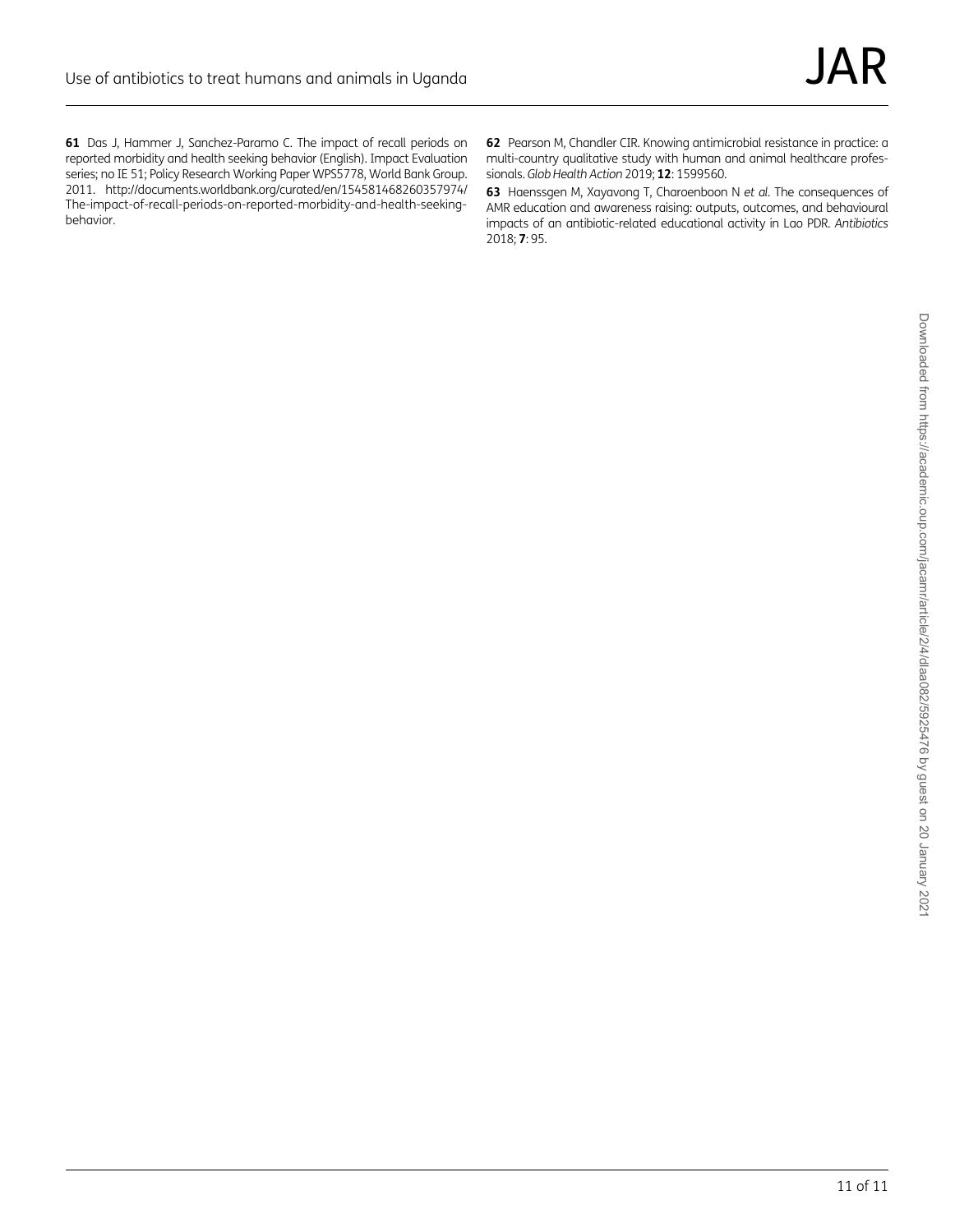**61** Das J, Hammer J, Sanchez-Paramo C. The impact of recall periods on reported morbidity and health seeking behavior (English). Impact Evaluation series; no IE 51; Policy Research Working Paper WPS5778, World Bank Group. 2011. http://documents.worldbank.org/curated/en/154581468260357974/The-impact-of-recall-periods-on-reported-morbidity-and-health-seeking-behavior.

**62** Pearson M, Chandler CIR. Knowing antimicrobial resistance in practice: a multi-country qualitative study with human and animal healthcare professionals. *Glob Health Action* 2019; **12**: 1599560.

**63** Haenssgen M, Xayavong T, Charoenboon N *et al*. The consequences of AMR education and awareness raising: outputs, outcomes, and behavioural impacts of an antibiotic-related educational activity in Lao PDR. *Antibiotics* 2018; **7**: 95.